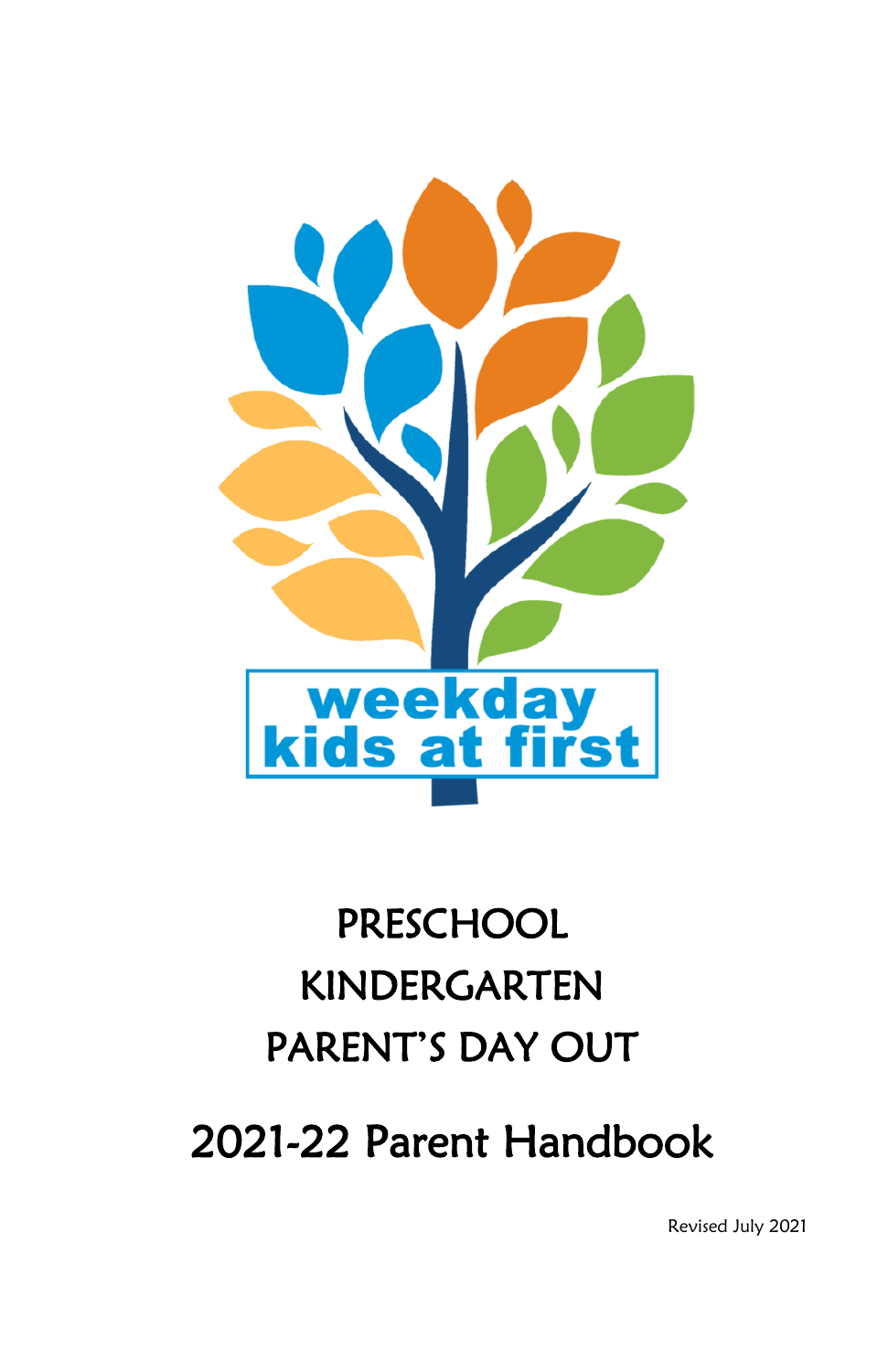weekday kids at first

# PRESCHOOL
# KINDERGARTEN
# PARENT'S DAY OUT

# 2021-22 Parent Handbook

Revised July 2021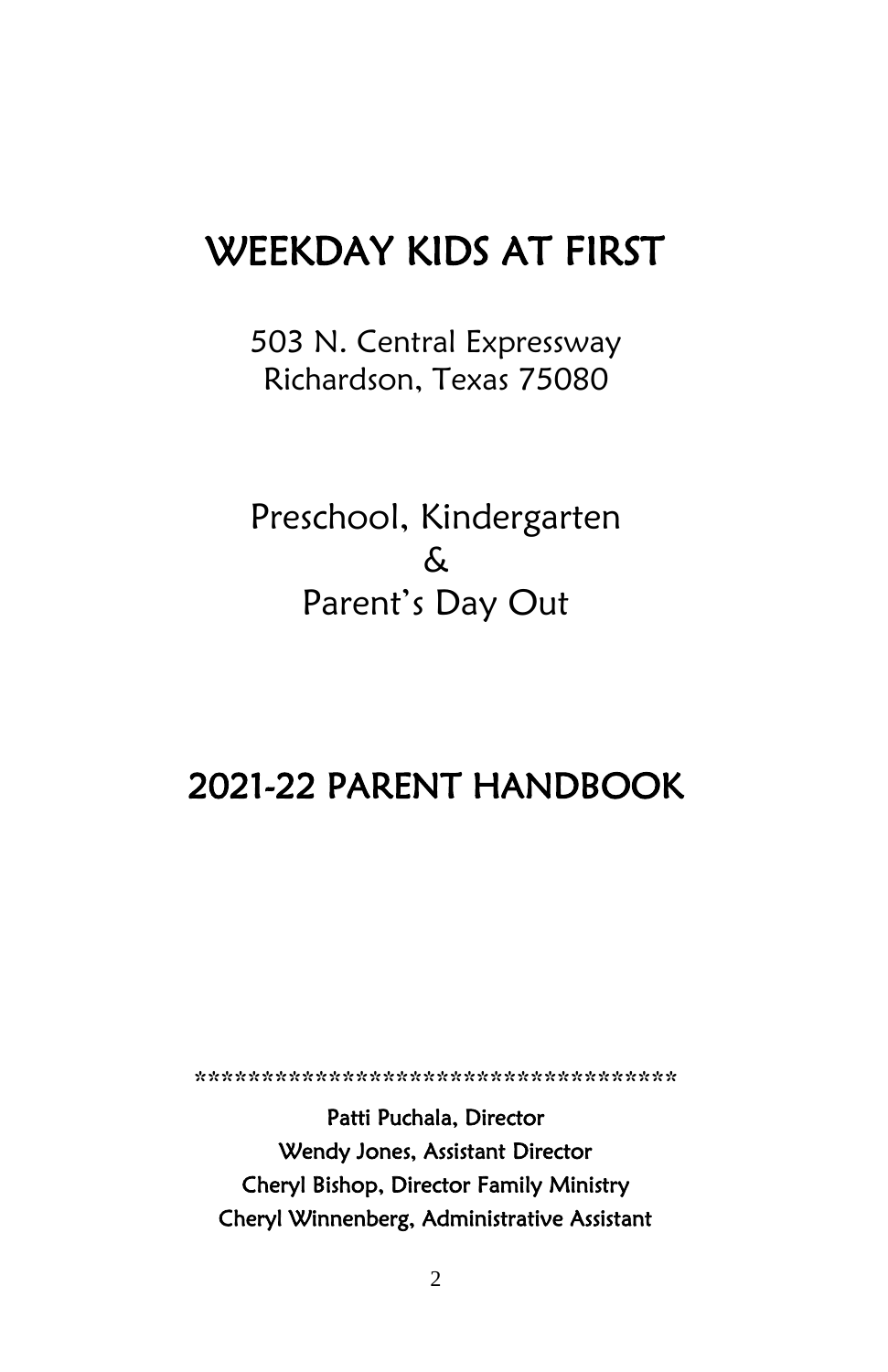# WEEKDAY KIDS AT FIRST

503 N. Central Expressway
Richardson, Texas 75080

Preschool, Kindergarten
&
Parent's Day Out

# 2021-22 PARENT HANDBOOK

*************************************

**Patti Puchala, Director**
**Wendy Jones, Assistant Director**
**Cheryl Bishop, Director Family Ministry**
**Cheryl Winnenberg, Administrative Assistant**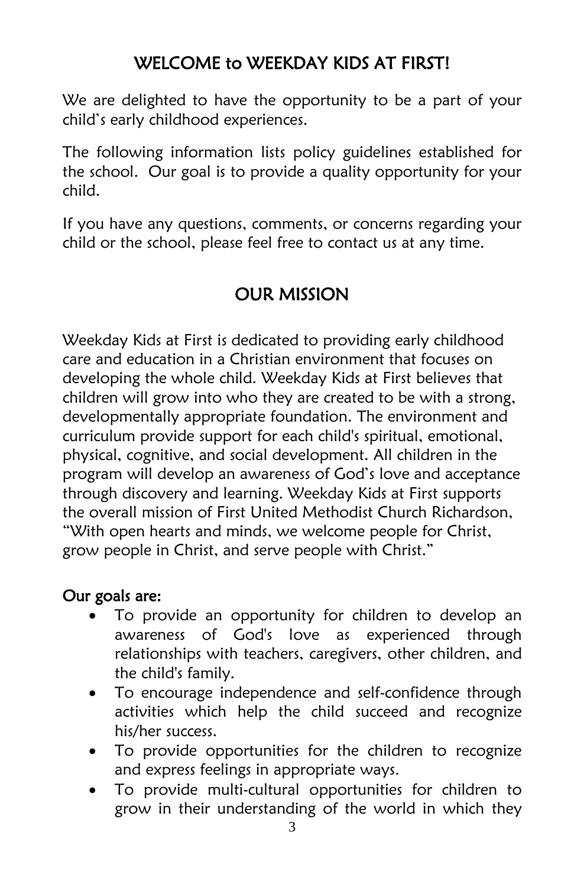## WELCOME to WEEKDAY KIDS AT FIRST!

We are delighted to have the opportunity to be a part of your child's early childhood experiences.

The following information lists policy guidelines established for the school. Our goal is to provide a quality opportunity for your child.

If you have any questions, comments, or concerns regarding your child or the school, please feel free to contact us at any time.

## OUR MISSION

Weekday Kids at First is dedicated to providing early childhood care and education in a Christian environment that focuses on developing the whole child. Weekday Kids at First believes that children will grow into who they are created to be with a strong, developmentally appropriate foundation. The environment and curriculum provide support for each child's spiritual, emotional, physical, cognitive, and social development. All children in the program will develop an awareness of God's love and acceptance through discovery and learning. Weekday Kids at First supports the overall mission of First United Methodist Church Richardson, "With open hearts and minds, we welcome people for Christ, grow people in Christ, and serve people with Christ."

**Our goals are:**

- To provide an opportunity for children to develop an awareness of God's love as experienced through relationships with teachers, caregivers, other children, and the child's family.
- To encourage independence and self-confidence through activities which help the child succeed and recognize his/her success.
- To provide opportunities for the children to recognize and express feelings in appropriate ways.
- To provide multi-cultural opportunities for children to grow in their understanding of the world in which they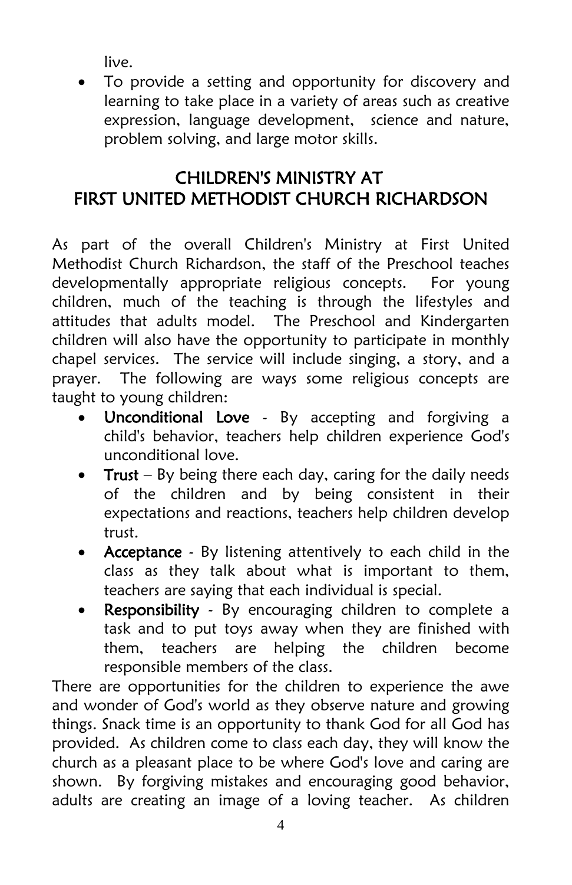live.

- To provide a setting and opportunity for discovery and learning to take place in a variety of areas such as creative expression, language development, science and nature, problem solving, and large motor skills.

## CHILDREN'S MINISTRY AT FIRST UNITED METHODIST CHURCH RICHARDSON

As part of the overall Children's Ministry at First United Methodist Church Richardson, the staff of the Preschool teaches developmentally appropriate religious concepts. For young children, much of the teaching is through the lifestyles and attitudes that adults model. The Preschool and Kindergarten children will also have the opportunity to participate in monthly chapel services. The service will include singing, a story, and a prayer. The following are ways some religious concepts are taught to young children:

- **Unconditional Love** - By accepting and forgiving a child's behavior, teachers help children experience God's unconditional love.
- **Trust** – By being there each day, caring for the daily needs of the children and by being consistent in their expectations and reactions, teachers help children develop trust.
- **Acceptance** - By listening attentively to each child in the class as they talk about what is important to them, teachers are saying that each individual is special.
- **Responsibility** - By encouraging children to complete a task and to put toys away when they are finished with them, teachers are helping the children become responsible members of the class.

There are opportunities for the children to experience the awe and wonder of God's world as they observe nature and growing things. Snack time is an opportunity to thank God for all God has provided. As children come to class each day, they will know the church as a pleasant place to be where God's love and caring are shown. By forgiving mistakes and encouraging good behavior, adults are creating an image of a loving teacher. As children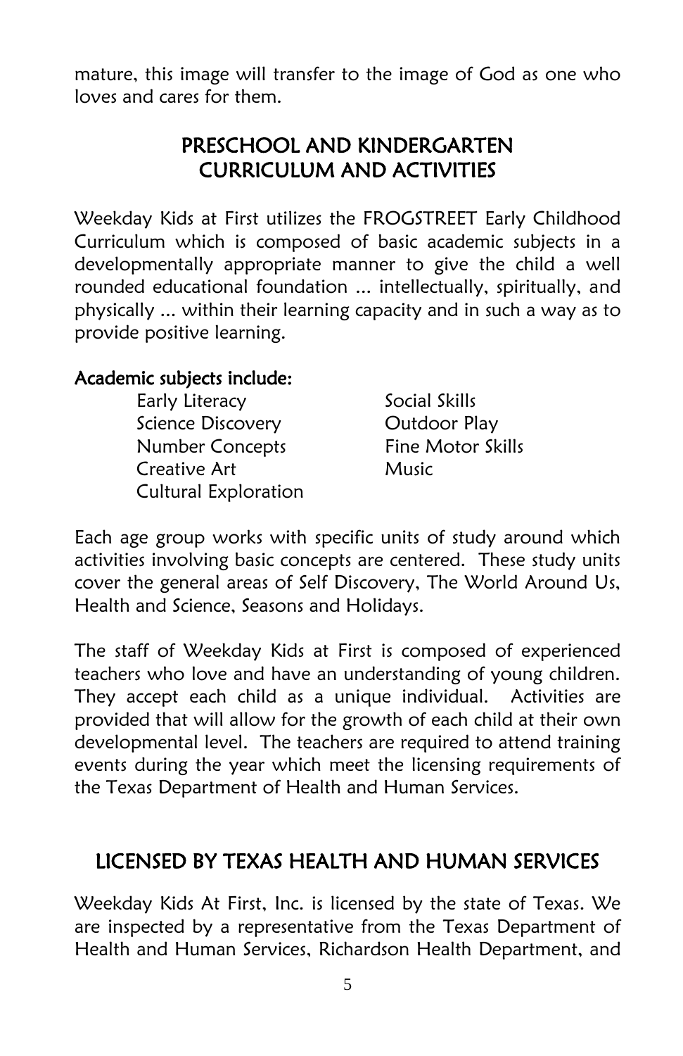mature, this image will transfer to the image of God as one who loves and cares for them.

## PRESCHOOL AND KINDERGARTEN CURRICULUM AND ACTIVITIES

Weekday Kids at First utilizes the FROGSTREET Early Childhood Curriculum which is composed of basic academic subjects in a developmentally appropriate manner to give the child a well rounded educational foundation ... intellectually, spiritually, and physically ... within their learning capacity and in such a way as to provide positive learning.

**Academic subjects include:**

- Early Literacy
- Science Discovery
- Number Concepts
- Creative Art
- Cultural Exploration
- Social Skills
- Outdoor Play
- Fine Motor Skills
- Music

Each age group works with specific units of study around which activities involving basic concepts are centered. These study units cover the general areas of Self Discovery, The World Around Us, Health and Science, Seasons and Holidays.

The staff of Weekday Kids at First is composed of experienced teachers who love and have an understanding of young children. They accept each child as a unique individual. Activities are provided that will allow for the growth of each child at their own developmental level. The teachers are required to attend training events during the year which meet the licensing requirements of the Texas Department of Health and Human Services.

## LICENSED BY TEXAS HEALTH AND HUMAN SERVICES

Weekday Kids At First, Inc. is licensed by the state of Texas. We are inspected by a representative from the Texas Department of Health and Human Services, Richardson Health Department, and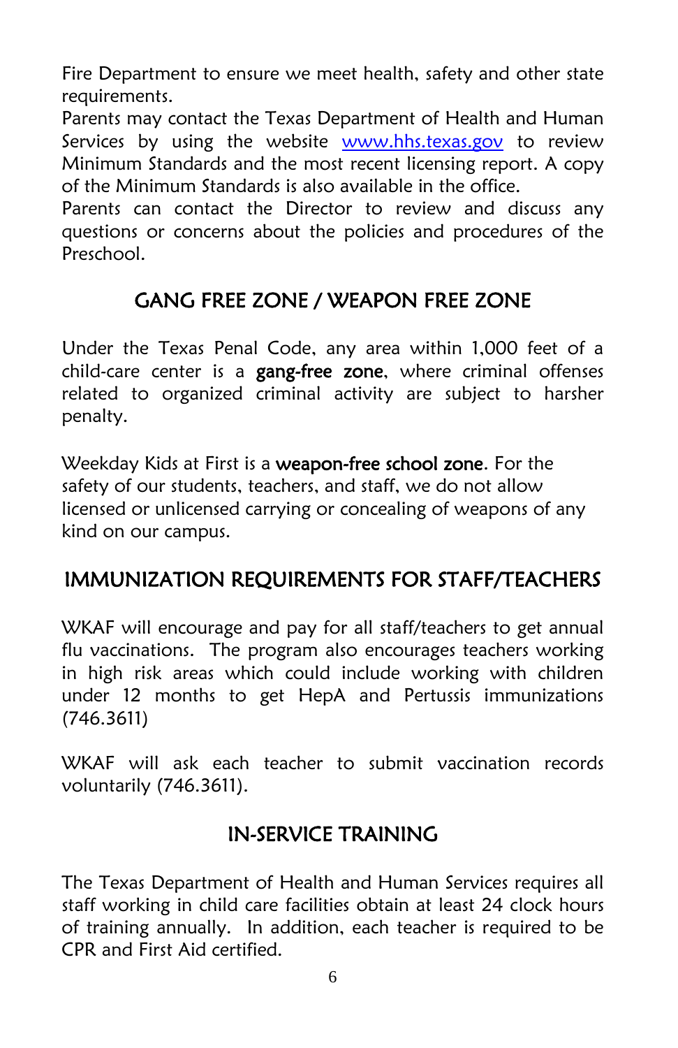Fire Department to ensure we meet health, safety and other state requirements.
Parents may contact the Texas Department of Health and Human Services by using the website [www.hhs.texas.gov](http://www.hhs.texas.gov) to review Minimum Standards and the most recent licensing report. A copy of the Minimum Standards is also available in the office.
Parents can contact the Director to review and discuss any questions or concerns about the policies and procedures of the Preschool.

## GANG FREE ZONE / WEAPON FREE ZONE

Under the Texas Penal Code, any area within 1,000 feet of a child-care center is a **gang-free zone**, where criminal offenses related to organized criminal activity are subject to harsher penalty.

Weekday Kids at First is a **weapon-free school zone**. For the safety of our students, teachers, and staff, we do not allow licensed or unlicensed carrying or concealing of weapons of any kind on our campus.

## IMMUNIZATION REQUIREMENTS FOR STAFF/TEACHERS

WKAF will encourage and pay for all staff/teachers to get annual flu vaccinations. The program also encourages teachers working in high risk areas which could include working with children under 12 months to get HepA and Pertussis immunizations (746.3611)

WKAF will ask each teacher to submit vaccination records voluntarily (746.3611).

## IN-SERVICE TRAINING

The Texas Department of Health and Human Services requires all staff working in child care facilities obtain at least 24 clock hours of training annually. In addition, each teacher is required to be CPR and First Aid certified.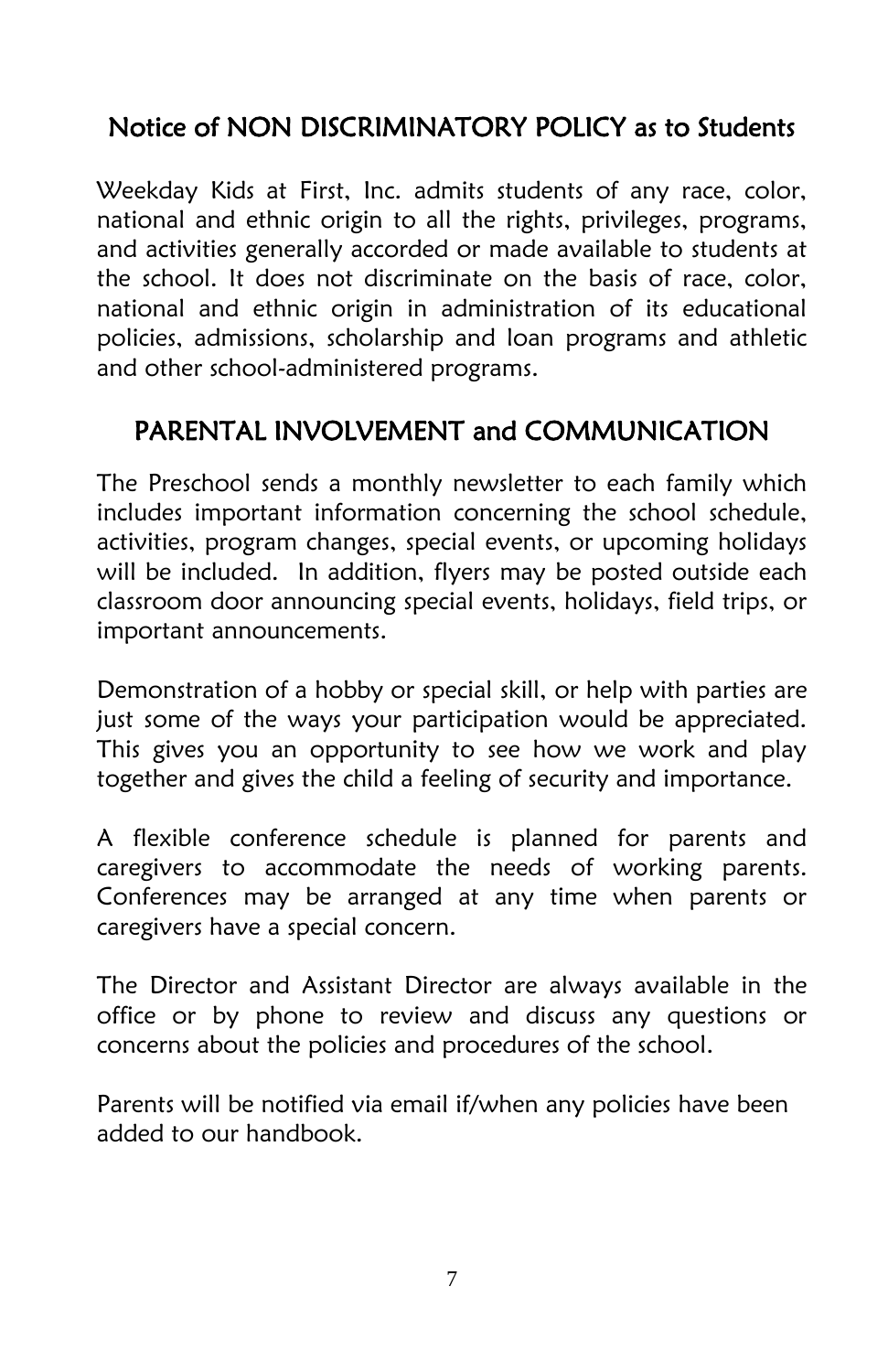## Notice of NON DISCRIMINATORY POLICY as to Students

Weekday Kids at First, Inc. admits students of any race, color, national and ethnic origin to all the rights, privileges, programs, and activities generally accorded or made available to students at the school. It does not discriminate on the basis of race, color, national and ethnic origin in administration of its educational policies, admissions, scholarship and loan programs and athletic and other school-administered programs.

## PARENTAL INVOLVEMENT and COMMUNICATION

The Preschool sends a monthly newsletter to each family which includes important information concerning the school schedule, activities, program changes, special events, or upcoming holidays will be included. In addition, flyers may be posted outside each classroom door announcing special events, holidays, field trips, or important announcements.

Demonstration of a hobby or special skill, or help with parties are just some of the ways your participation would be appreciated. This gives you an opportunity to see how we work and play together and gives the child a feeling of security and importance.

A flexible conference schedule is planned for parents and caregivers to accommodate the needs of working parents. Conferences may be arranged at any time when parents or caregivers have a special concern.

The Director and Assistant Director are always available in the office or by phone to review and discuss any questions or concerns about the policies and procedures of the school.

Parents will be notified via email if/when any policies have been added to our handbook.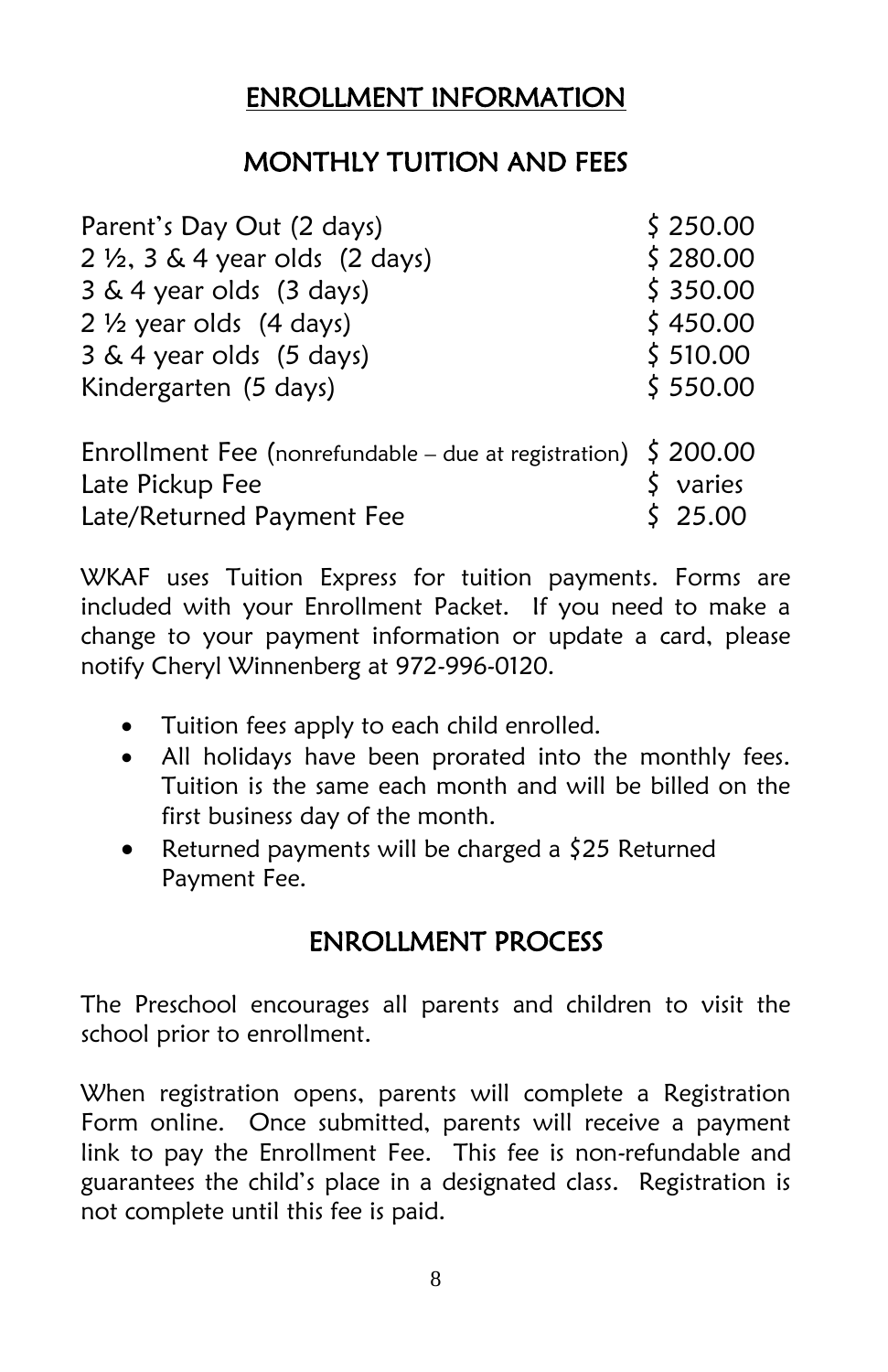# ENROLLMENT INFORMATION

## MONTHLY TUITION AND FEES

| | |
|---|---|
| Parent's Day Out (2 days) | $ 250.00 |
| 2 ½, 3 & 4 year olds (2 days) | $ 280.00 |
| 3 & 4 year olds (3 days) | $ 350.00 |
| 2 ½ year olds (4 days) | $ 450.00 |
| 3 & 4 year olds (5 days) | $ 510.00 |
| Kindergarten (5 days) | $ 550.00 |

| | |
|---|---|
| Enrollment Fee (nonrefundable – due at registration) | $ 200.00 |
| Late Pickup Fee | $ varies |
| Late/Returned Payment Fee | $ 25.00 |

WKAF uses Tuition Express for tuition payments. Forms are included with your Enrollment Packet. If you need to make a change to your payment information or update a card, please notify Cheryl Winnenberg at 972-996-0120.

- Tuition fees apply to each child enrolled.
- All holidays have been prorated into the monthly fees. Tuition is the same each month and will be billed on the first business day of the month.
- Returned payments will be charged a $25 Returned Payment Fee.

## ENROLLMENT PROCESS

The Preschool encourages all parents and children to visit the school prior to enrollment.

When registration opens, parents will complete a Registration Form online. Once submitted, parents will receive a payment link to pay the Enrollment Fee. This fee is non-refundable and guarantees the child's place in a designated class. Registration is not complete until this fee is paid.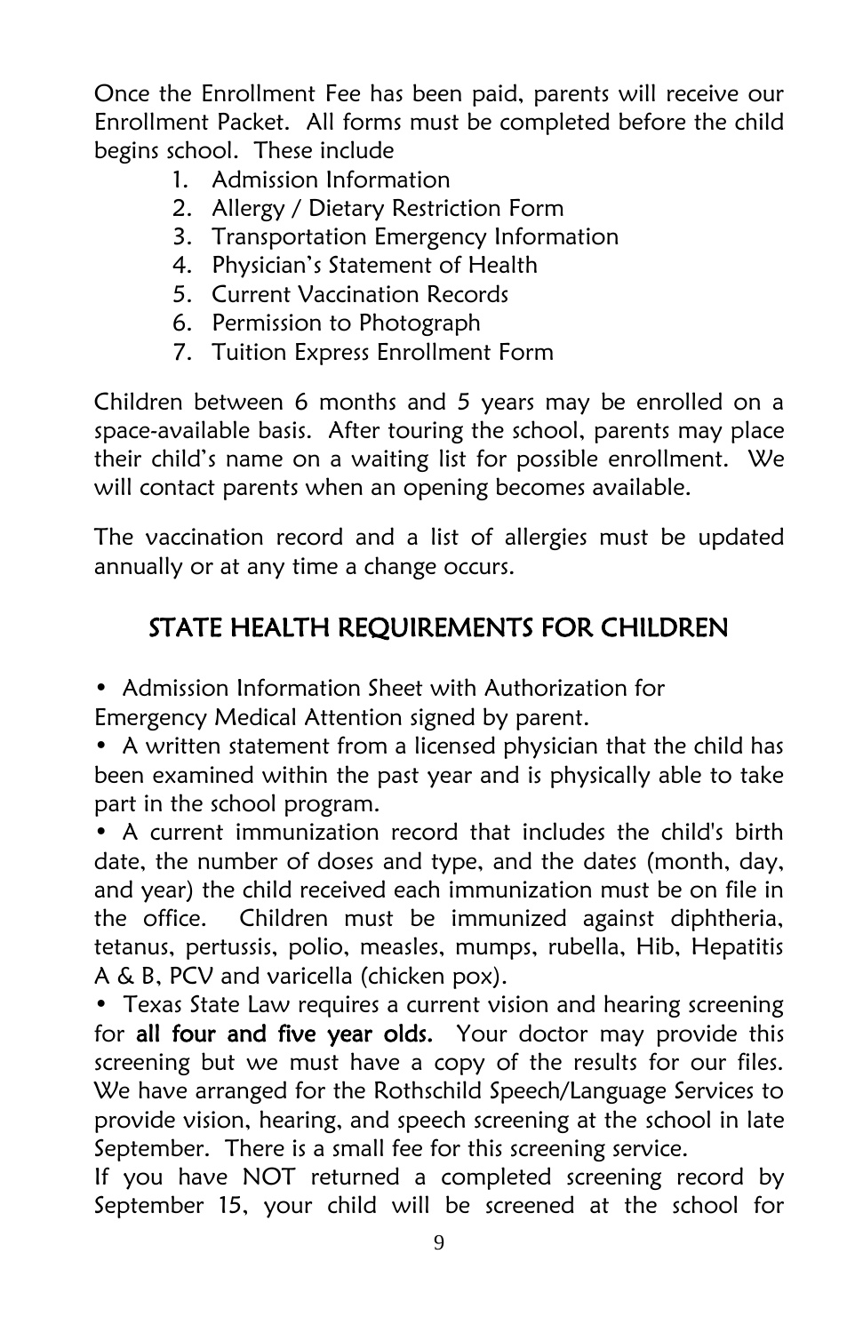Once the Enrollment Fee has been paid, parents will receive our Enrollment Packet. All forms must be completed before the child begins school. These include

1. Admission Information
2. Allergy / Dietary Restriction Form
3. Transportation Emergency Information
4. Physician's Statement of Health
5. Current Vaccination Records
6. Permission to Photograph
7. Tuition Express Enrollment Form

Children between 6 months and 5 years may be enrolled on a space-available basis. After touring the school, parents may place their child's name on a waiting list for possible enrollment. We will contact parents when an opening becomes available.

The vaccination record and a list of allergies must be updated annually or at any time a change occurs.

## STATE HEALTH REQUIREMENTS FOR CHILDREN

- Admission Information Sheet with Authorization for Emergency Medical Attention signed by parent.
- A written statement from a licensed physician that the child has been examined within the past year and is physically able to take part in the school program.
- A current immunization record that includes the child's birth date, the number of doses and type, and the dates (month, day, and year) the child received each immunization must be on file in the office. Children must be immunized against diphtheria, tetanus, pertussis, polio, measles, mumps, rubella, Hib, Hepatitis A & B, PCV and varicella (chicken pox).
- Texas State Law requires a current vision and hearing screening for **all four and five year olds.** Your doctor may provide this screening but we must have a copy of the results for our files. We have arranged for the Rothschild Speech/Language Services to provide vision, hearing, and speech screening at the school in late September. There is a small fee for this screening service.

If you have NOT returned a completed screening record by September 15, your child will be screened at the school for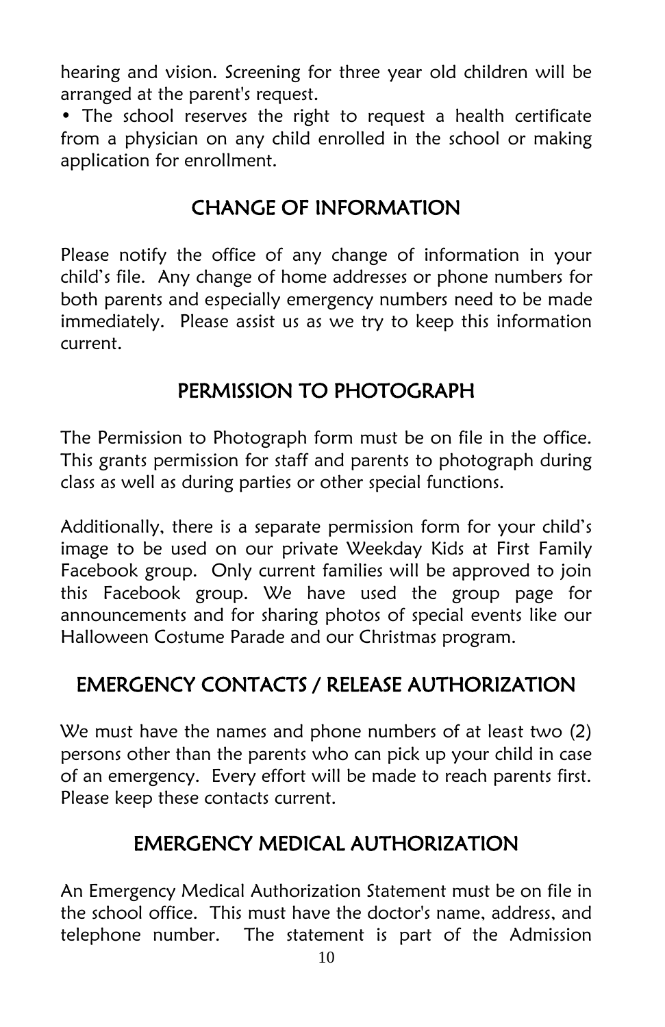hearing and vision. Screening for three year old children will be arranged at the parent's request.

• The school reserves the right to request a health certificate from a physician on any child enrolled in the school or making application for enrollment.

## CHANGE OF INFORMATION

Please notify the office of any change of information in your child's file. Any change of home addresses or phone numbers for both parents and especially emergency numbers need to be made immediately. Please assist us as we try to keep this information current.

## PERMISSION TO PHOTOGRAPH

The Permission to Photograph form must be on file in the office. This grants permission for staff and parents to photograph during class as well as during parties or other special functions.

Additionally, there is a separate permission form for your child's image to be used on our private Weekday Kids at First Family Facebook group. Only current families will be approved to join this Facebook group. We have used the group page for announcements and for sharing photos of special events like our Halloween Costume Parade and our Christmas program.

## EMERGENCY CONTACTS / RELEASE AUTHORIZATION

We must have the names and phone numbers of at least two (2) persons other than the parents who can pick up your child in case of an emergency. Every effort will be made to reach parents first. Please keep these contacts current.

## EMERGENCY MEDICAL AUTHORIZATION

An Emergency Medical Authorization Statement must be on file in the school office. This must have the doctor's name, address, and telephone number. The statement is part of the Admission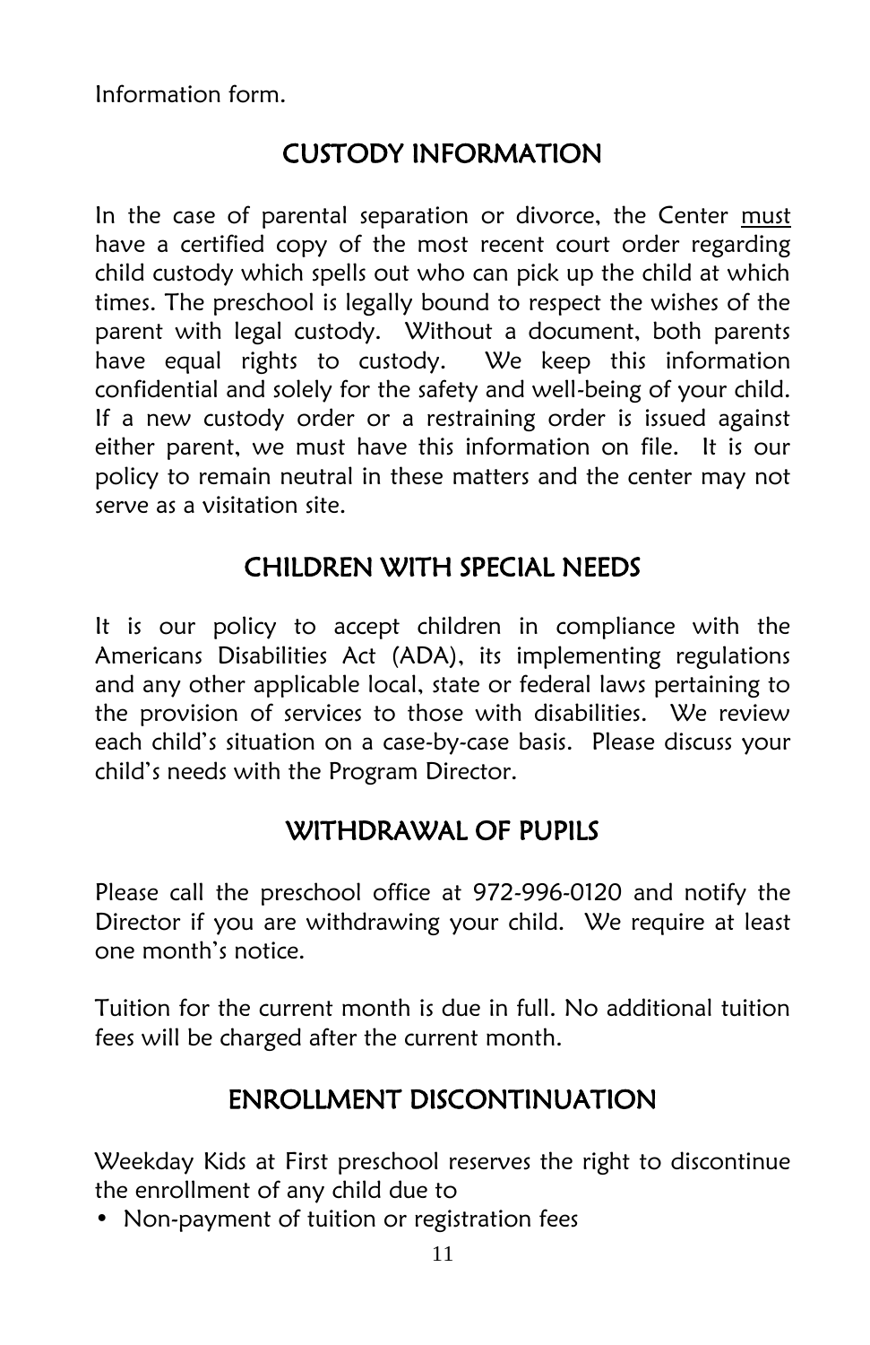Information form.

## CUSTODY INFORMATION

In the case of parental separation or divorce, the Center <u>must</u> have a certified copy of the most recent court order regarding child custody which spells out who can pick up the child at which times. The preschool is legally bound to respect the wishes of the parent with legal custody. Without a document, both parents have equal rights to custody. We keep this information confidential and solely for the safety and well-being of your child. If a new custody order or a restraining order is issued against either parent, we must have this information on file. It is our policy to remain neutral in these matters and the center may not serve as a visitation site.

## CHILDREN WITH SPECIAL NEEDS

It is our policy to accept children in compliance with the Americans Disabilities Act (ADA), its implementing regulations and any other applicable local, state or federal laws pertaining to the provision of services to those with disabilities. We review each child's situation on a case-by-case basis. Please discuss your child's needs with the Program Director.

## WITHDRAWAL OF PUPILS

Please call the preschool office at 972-996-0120 and notify the Director if you are withdrawing your child. We require at least one month's notice.

Tuition for the current month is due in full. No additional tuition fees will be charged after the current month.

## ENROLLMENT DISCONTINUATION

Weekday Kids at First preschool reserves the right to discontinue the enrollment of any child due to

- Non-payment of tuition or registration fees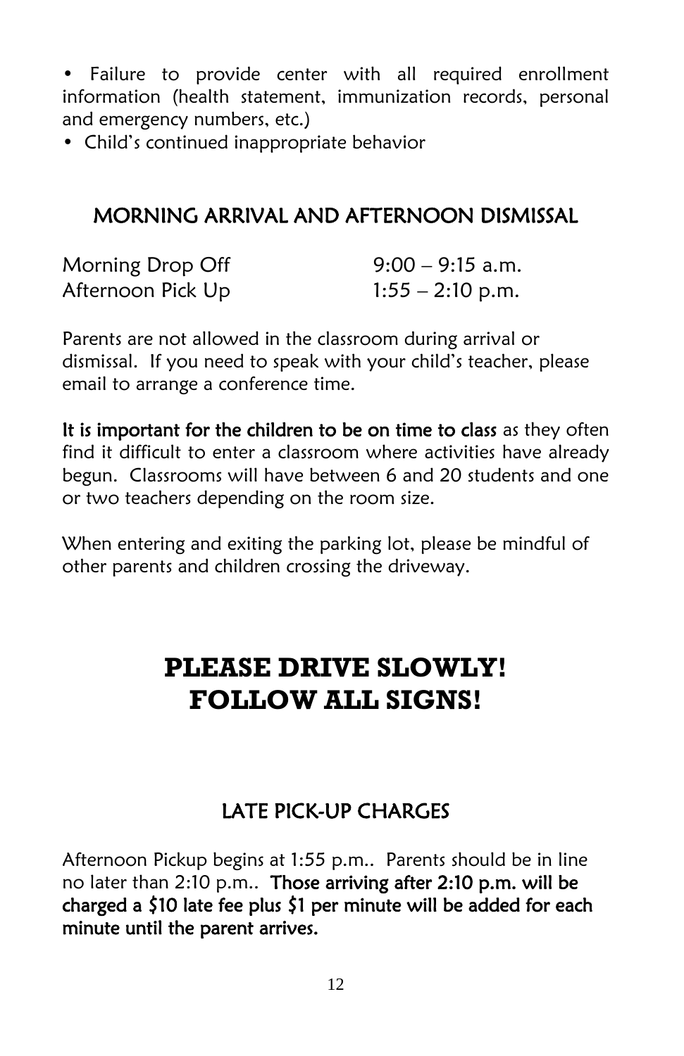- Failure to provide center with all required enrollment information (health statement, immunization records, personal and emergency numbers, etc.)
- Child's continued inappropriate behavior

## MORNING ARRIVAL AND AFTERNOON DISMISSAL

| | |
|---|---|
| Morning Drop Off | 9:00 – 9:15 a.m. |
| Afternoon Pick Up | 1:55 – 2:10 p.m. |

Parents are not allowed in the classroom during arrival or dismissal. If you need to speak with your child's teacher, please email to arrange a conference time.

**It is important for the children to be on time to class** as they often find it difficult to enter a classroom where activities have already begun. Classrooms will have between 6 and 20 students and one or two teachers depending on the room size.

When entering and exiting the parking lot, please be mindful of other parents and children crossing the driveway.

# PLEASE DRIVE SLOWLY! FOLLOW ALL SIGNS!

## LATE PICK-UP CHARGES

Afternoon Pickup begins at 1:55 p.m.. Parents should be in line no later than 2:10 p.m.. **Those arriving after 2:10 p.m. will be charged a $10 late fee plus $1 per minute will be added for each minute until the parent arrives.**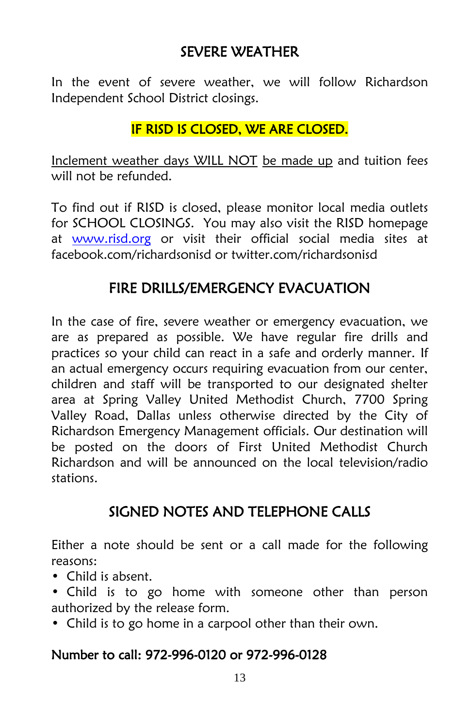## SEVERE WEATHER

In the event of severe weather, we will follow Richardson Independent School District closings.

**IF RISD IS CLOSED, WE ARE CLOSED.**

Inclement weather days WILL NOT be made up and tuition fees will not be refunded.

To find out if RISD is closed, please monitor local media outlets for SCHOOL CLOSINGS. You may also visit the RISD homepage at www.risd.org or visit their official social media sites at facebook.com/richardsonisd or twitter.com/richardsonisd

## FIRE DRILLS/EMERGENCY EVACUATION

In the case of fire, severe weather or emergency evacuation, we are as prepared as possible. We have regular fire drills and practices so your child can react in a safe and orderly manner. If an actual emergency occurs requiring evacuation from our center, children and staff will be transported to our designated shelter area at Spring Valley United Methodist Church, 7700 Spring Valley Road, Dallas unless otherwise directed by the City of Richardson Emergency Management officials. Our destination will be posted on the doors of First United Methodist Church Richardson and will be announced on the local television/radio stations.

## SIGNED NOTES AND TELEPHONE CALLS

Either a note should be sent or a call made for the following reasons:

- Child is absent.
- Child is to go home with someone other than person authorized by the release form.
- Child is to go home in a carpool other than their own.

**Number to call: 972-996-0120 or 972-996-0128**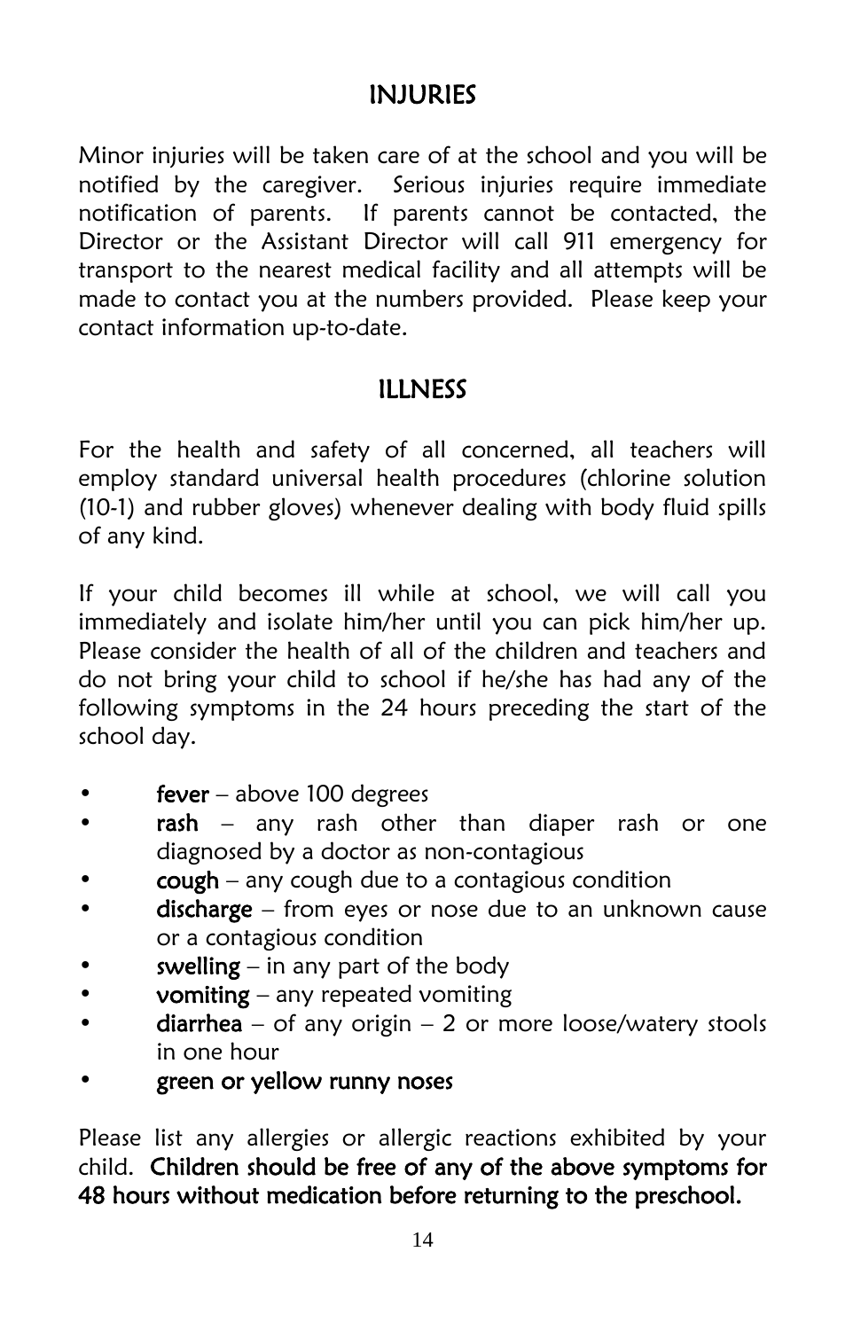## INJURIES

Minor injuries will be taken care of at the school and you will be notified by the caregiver. Serious injuries require immediate notification of parents. If parents cannot be contacted, the Director or the Assistant Director will call 911 emergency for transport to the nearest medical facility and all attempts will be made to contact you at the numbers provided. Please keep your contact information up-to-date.

## ILLNESS

For the health and safety of all concerned, all teachers will employ standard universal health procedures (chlorine solution (10-1) and rubber gloves) whenever dealing with body fluid spills of any kind.

If your child becomes ill while at school, we will call you immediately and isolate him/her until you can pick him/her up. Please consider the health of all of the children and teachers and do not bring your child to school if he/she has had any of the following symptoms in the 24 hours preceding the start of the school day.

- **fever** – above 100 degrees
- **rash** – any rash other than diaper rash or one diagnosed by a doctor as non-contagious
- **cough** – any cough due to a contagious condition
- **discharge** – from eyes or nose due to an unknown cause or a contagious condition
- **swelling** – in any part of the body
- **vomiting** – any repeated vomiting
- **diarrhea** – of any origin – 2 or more loose/watery stools in one hour
- **green or yellow runny noses**

Please list any allergies or allergic reactions exhibited by your child. **Children should be free of any of the above symptoms for 48 hours without medication before returning to the preschool.**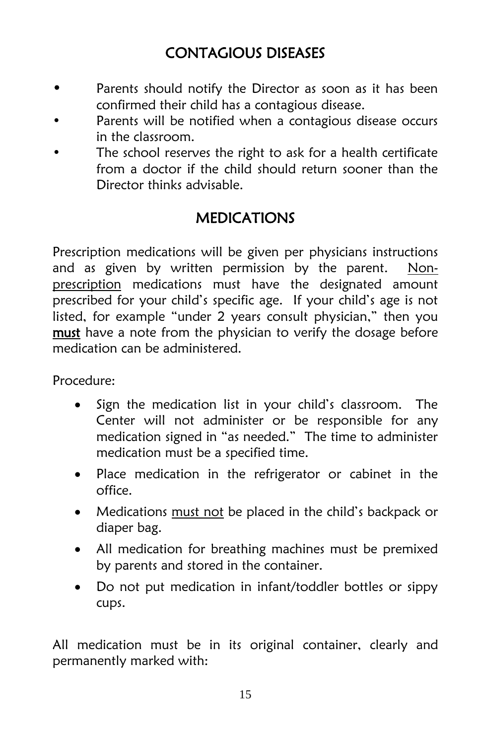## CONTAGIOUS DISEASES

- Parents should notify the Director as soon as it has been confirmed their child has a contagious disease.
- Parents will be notified when a contagious disease occurs in the classroom.
- The school reserves the right to ask for a health certificate from a doctor if the child should return sooner than the Director thinks advisable.

## MEDICATIONS

Prescription medications will be given per physicians instructions and as given by written permission by the parent. <u>Non-prescription</u> medications must have the designated amount prescribed for your child's specific age. If your child's age is not listed, for example "under 2 years consult physician," then you **<u>must</u>** have a note from the physician to verify the dosage before medication can be administered.

Procedure:

- Sign the medication list in your child's classroom. The Center will not administer or be responsible for any medication signed in "as needed." The time to administer medication must be a specified time.
- Place medication in the refrigerator or cabinet in the office.
- Medications <u>must not</u> be placed in the child's backpack or diaper bag.
- All medication for breathing machines must be premixed by parents and stored in the container.
- Do not put medication in infant/toddler bottles or sippy cups.

All medication must be in its original container, clearly and permanently marked with: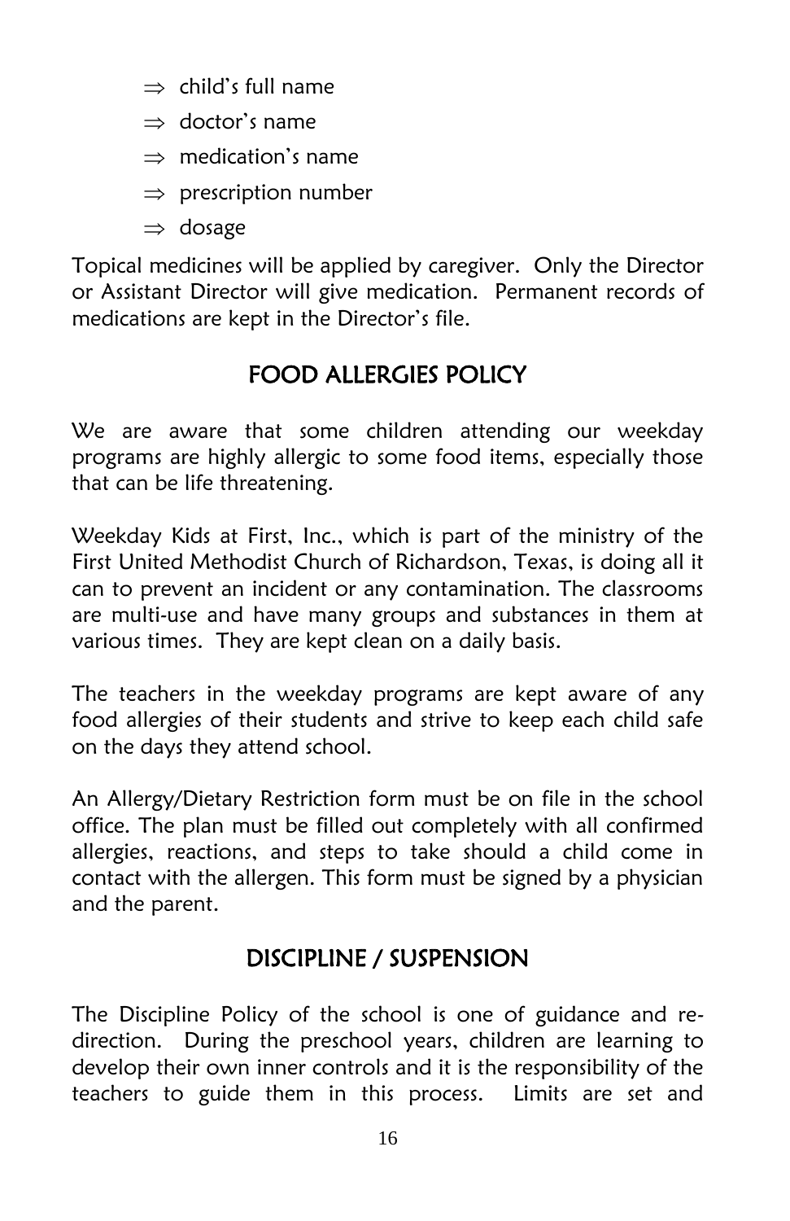- ⇒ child's full name
- ⇒ doctor's name
- ⇒ medication's name
- ⇒ prescription number
- ⇒ dosage

Topical medicines will be applied by caregiver. Only the Director or Assistant Director will give medication. Permanent records of medications are kept in the Director's file.

## FOOD ALLERGIES POLICY

We are aware that some children attending our weekday programs are highly allergic to some food items, especially those that can be life threatening.

Weekday Kids at First, Inc., which is part of the ministry of the First United Methodist Church of Richardson, Texas, is doing all it can to prevent an incident or any contamination. The classrooms are multi-use and have many groups and substances in them at various times. They are kept clean on a daily basis.

The teachers in the weekday programs are kept aware of any food allergies of their students and strive to keep each child safe on the days they attend school.

An Allergy/Dietary Restriction form must be on file in the school office. The plan must be filled out completely with all confirmed allergies, reactions, and steps to take should a child come in contact with the allergen. This form must be signed by a physician and the parent.

## DISCIPLINE / SUSPENSION

The Discipline Policy of the school is one of guidance and re-direction. During the preschool years, children are learning to develop their own inner controls and it is the responsibility of the teachers to guide them in this process. Limits are set and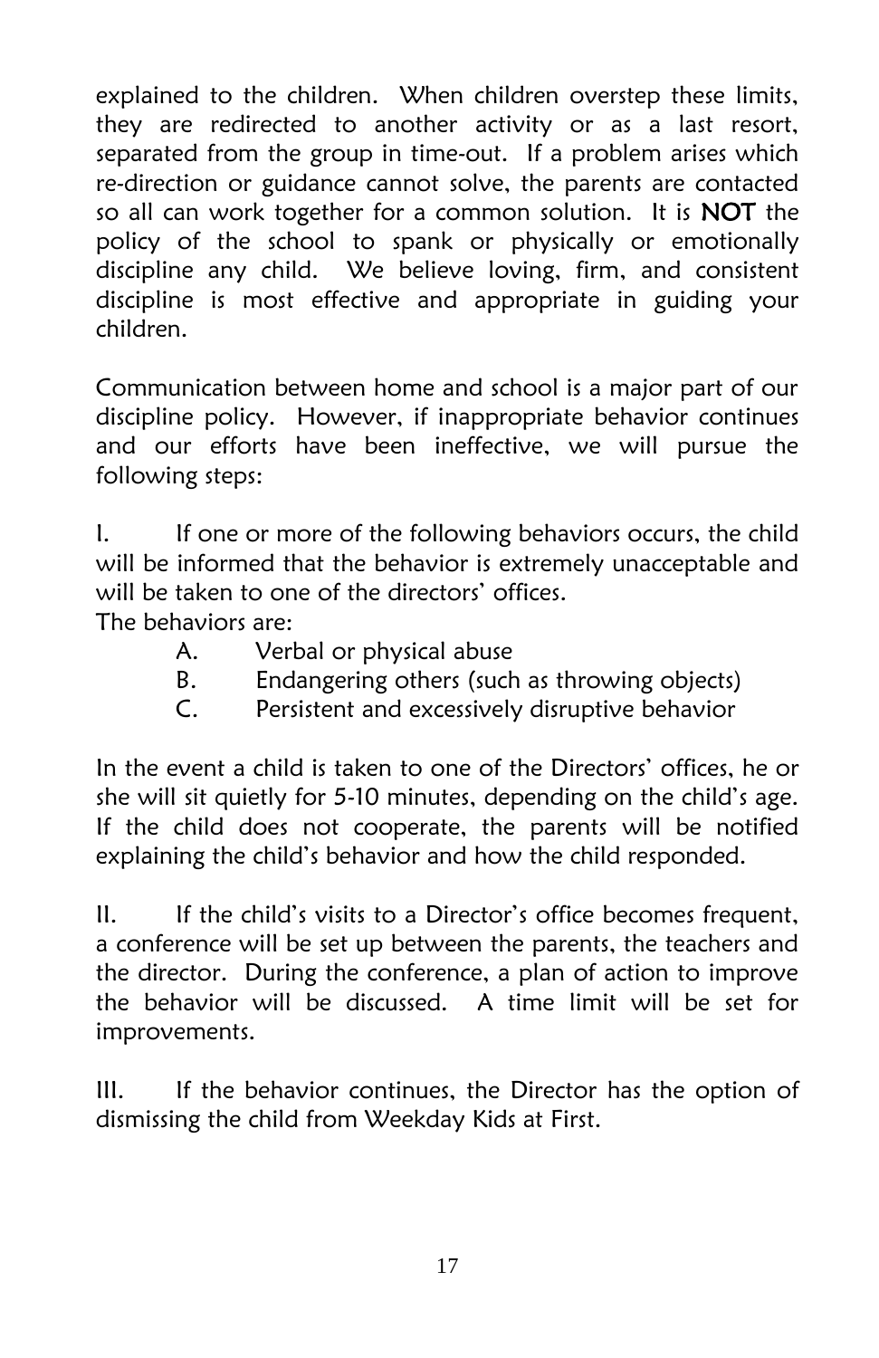explained to the children. When children overstep these limits, they are redirected to another activity or as a last resort, separated from the group in time-out. If a problem arises which re-direction or guidance cannot solve, the parents are contacted so all can work together for a common solution. It is **NOT** the policy of the school to spank or physically or emotionally discipline any child. We believe loving, firm, and consistent discipline is most effective and appropriate in guiding your children.

Communication between home and school is a major part of our discipline policy. However, if inappropriate behavior continues and our efforts have been ineffective, we will pursue the following steps:

I. If one or more of the following behaviors occurs, the child will be informed that the behavior is extremely unacceptable and will be taken to one of the directors' offices.
The behaviors are:

- A. Verbal or physical abuse
- B. Endangering others (such as throwing objects)
- C. Persistent and excessively disruptive behavior

In the event a child is taken to one of the Directors' offices, he or she will sit quietly for 5-10 minutes, depending on the child's age. If the child does not cooperate, the parents will be notified explaining the child's behavior and how the child responded.

II. If the child's visits to a Director's office becomes frequent, a conference will be set up between the parents, the teachers and the director. During the conference, a plan of action to improve the behavior will be discussed. A time limit will be set for improvements.

III. If the behavior continues, the Director has the option of dismissing the child from Weekday Kids at First.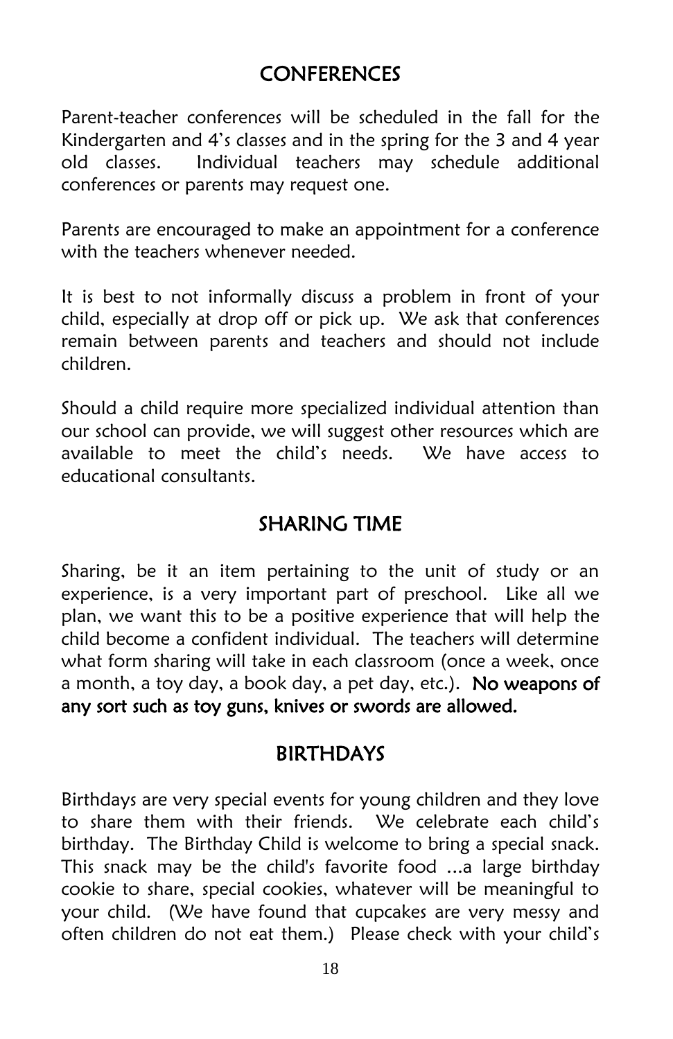## CONFERENCES

Parent-teacher conferences will be scheduled in the fall for the Kindergarten and 4's classes and in the spring for the 3 and 4 year old classes. Individual teachers may schedule additional conferences or parents may request one.

Parents are encouraged to make an appointment for a conference with the teachers whenever needed.

It is best to not informally discuss a problem in front of your child, especially at drop off or pick up. We ask that conferences remain between parents and teachers and should not include children.

Should a child require more specialized individual attention than our school can provide, we will suggest other resources which are available to meet the child's needs. We have access to educational consultants.

## SHARING TIME

Sharing, be it an item pertaining to the unit of study or an experience, is a very important part of preschool. Like all we plan, we want this to be a positive experience that will help the child become a confident individual. The teachers will determine what form sharing will take in each classroom (once a week, once a month, a toy day, a book day, a pet day, etc.). **No weapons of any sort such as toy guns, knives or swords are allowed.**

## BIRTHDAYS

Birthdays are very special events for young children and they love to share them with their friends. We celebrate each child's birthday. The Birthday Child is welcome to bring a special snack. This snack may be the child's favorite food ...a large birthday cookie to share, special cookies, whatever will be meaningful to your child. (We have found that cupcakes are very messy and often children do not eat them.) Please check with your child's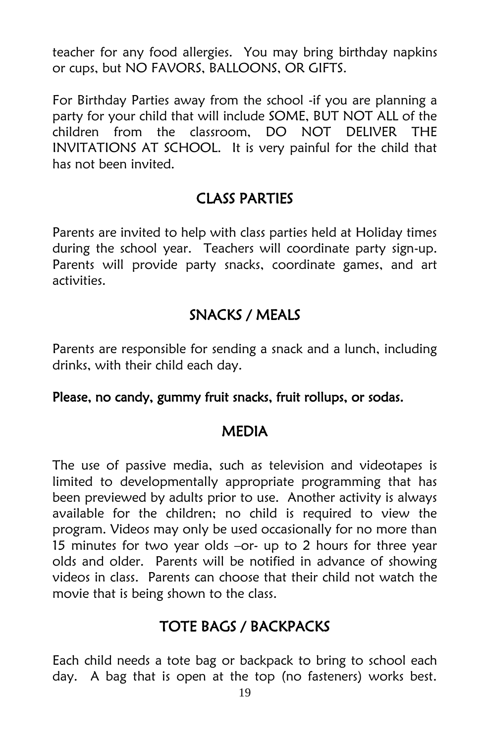teacher for any food allergies. You may bring birthday napkins or cups, but NO FAVORS, BALLOONS, OR GIFTS.

For Birthday Parties away from the school -if you are planning a party for your child that will include SOME, BUT NOT ALL of the children from the classroom, DO NOT DELIVER THE INVITATIONS AT SCHOOL. It is very painful for the child that has not been invited.

## CLASS PARTIES

Parents are invited to help with class parties held at Holiday times during the school year. Teachers will coordinate party sign-up. Parents will provide party snacks, coordinate games, and art activities.

## SNACKS / MEALS

Parents are responsible for sending a snack and a lunch, including drinks, with their child each day.

**Please, no candy, gummy fruit snacks, fruit rollups, or sodas.**

## MEDIA

The use of passive media, such as television and videotapes is limited to developmentally appropriate programming that has been previewed by adults prior to use. Another activity is always available for the children; no child is required to view the program. Videos may only be used occasionally for no more than 15 minutes for two year olds –or- up to 2 hours for three year olds and older. Parents will be notified in advance of showing videos in class. Parents can choose that their child not watch the movie that is being shown to the class.

## TOTE BAGS / BACKPACKS

Each child needs a tote bag or backpack to bring to school each day. A bag that is open at the top (no fasteners) works best.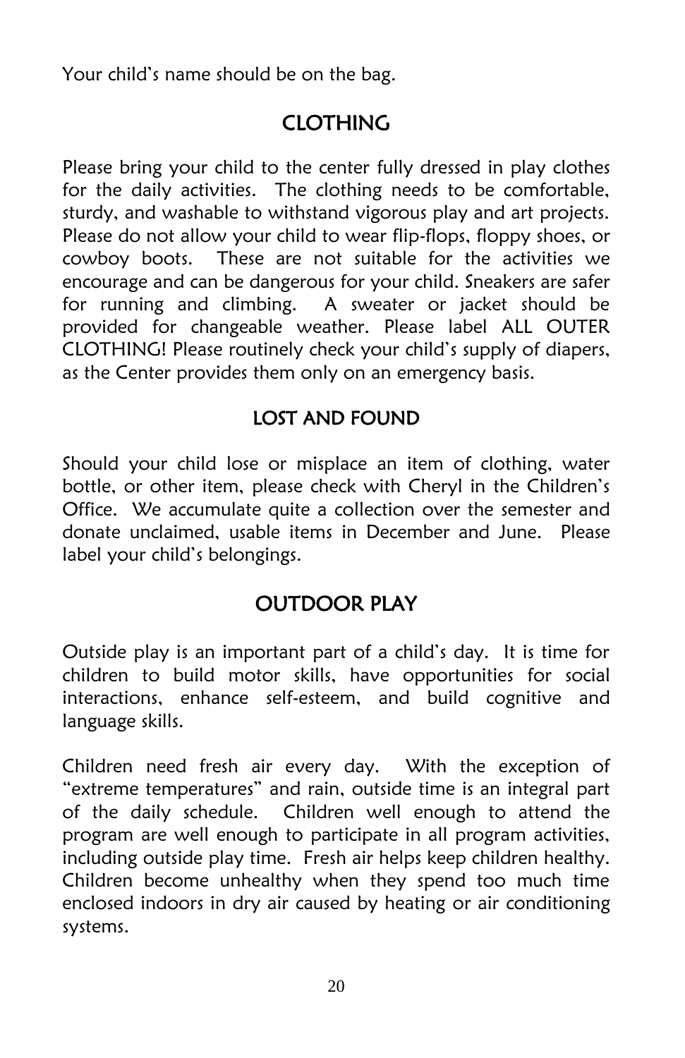Your child's name should be on the bag.

## CLOTHING

Please bring your child to the center fully dressed in play clothes for the daily activities. The clothing needs to be comfortable, sturdy, and washable to withstand vigorous play and art projects. Please do not allow your child to wear flip-flops, floppy shoes, or cowboy boots. These are not suitable for the activities we encourage and can be dangerous for your child. Sneakers are safer for running and climbing. A sweater or jacket should be provided for changeable weather. Please label ALL OUTER CLOTHING! Please routinely check your child's supply of diapers, as the Center provides them only on an emergency basis.

## LOST AND FOUND

Should your child lose or misplace an item of clothing, water bottle, or other item, please check with Cheryl in the Children's Office. We accumulate quite a collection over the semester and donate unclaimed, usable items in December and June. Please label your child's belongings.

## OUTDOOR PLAY

Outside play is an important part of a child's day. It is time for children to build motor skills, have opportunities for social interactions, enhance self-esteem, and build cognitive and language skills.

Children need fresh air every day. With the exception of "extreme temperatures" and rain, outside time is an integral part of the daily schedule. Children well enough to attend the program are well enough to participate in all program activities, including outside play time. Fresh air helps keep children healthy. Children become unhealthy when they spend too much time enclosed indoors in dry air caused by heating or air conditioning systems.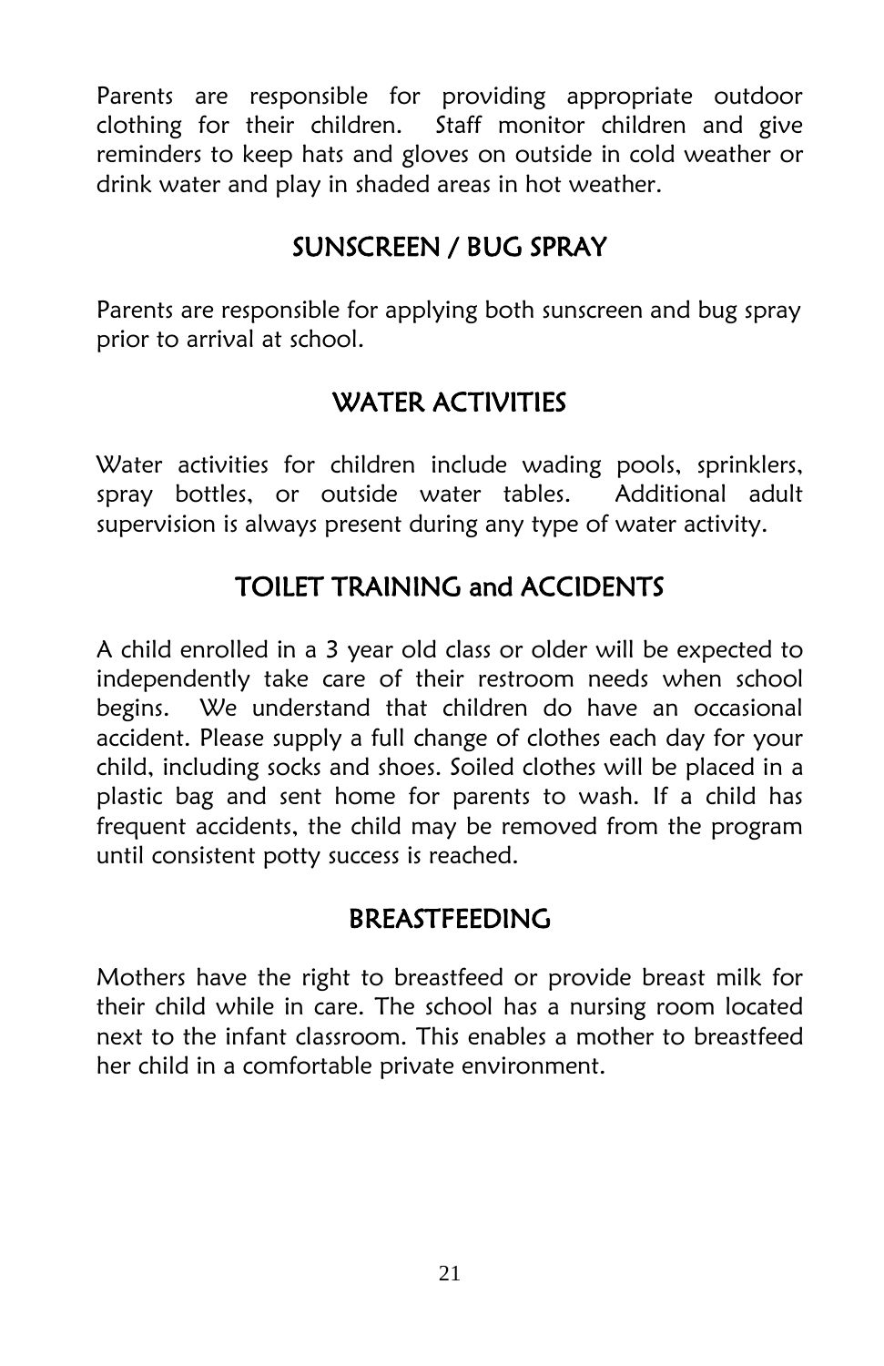Parents are responsible for providing appropriate outdoor clothing for their children. Staff monitor children and give reminders to keep hats and gloves on outside in cold weather or drink water and play in shaded areas in hot weather.

## SUNSCREEN / BUG SPRAY

Parents are responsible for applying both sunscreen and bug spray prior to arrival at school.

## WATER ACTIVITIES

Water activities for children include wading pools, sprinklers, spray bottles, or outside water tables. Additional adult supervision is always present during any type of water activity.

## TOILET TRAINING and ACCIDENTS

A child enrolled in a 3 year old class or older will be expected to independently take care of their restroom needs when school begins. We understand that children do have an occasional accident. Please supply a full change of clothes each day for your child, including socks and shoes. Soiled clothes will be placed in a plastic bag and sent home for parents to wash. If a child has frequent accidents, the child may be removed from the program until consistent potty success is reached.

## BREASTFEEDING

Mothers have the right to breastfeed or provide breast milk for their child while in care. The school has a nursing room located next to the infant classroom. This enables a mother to breastfeed her child in a comfortable private environment.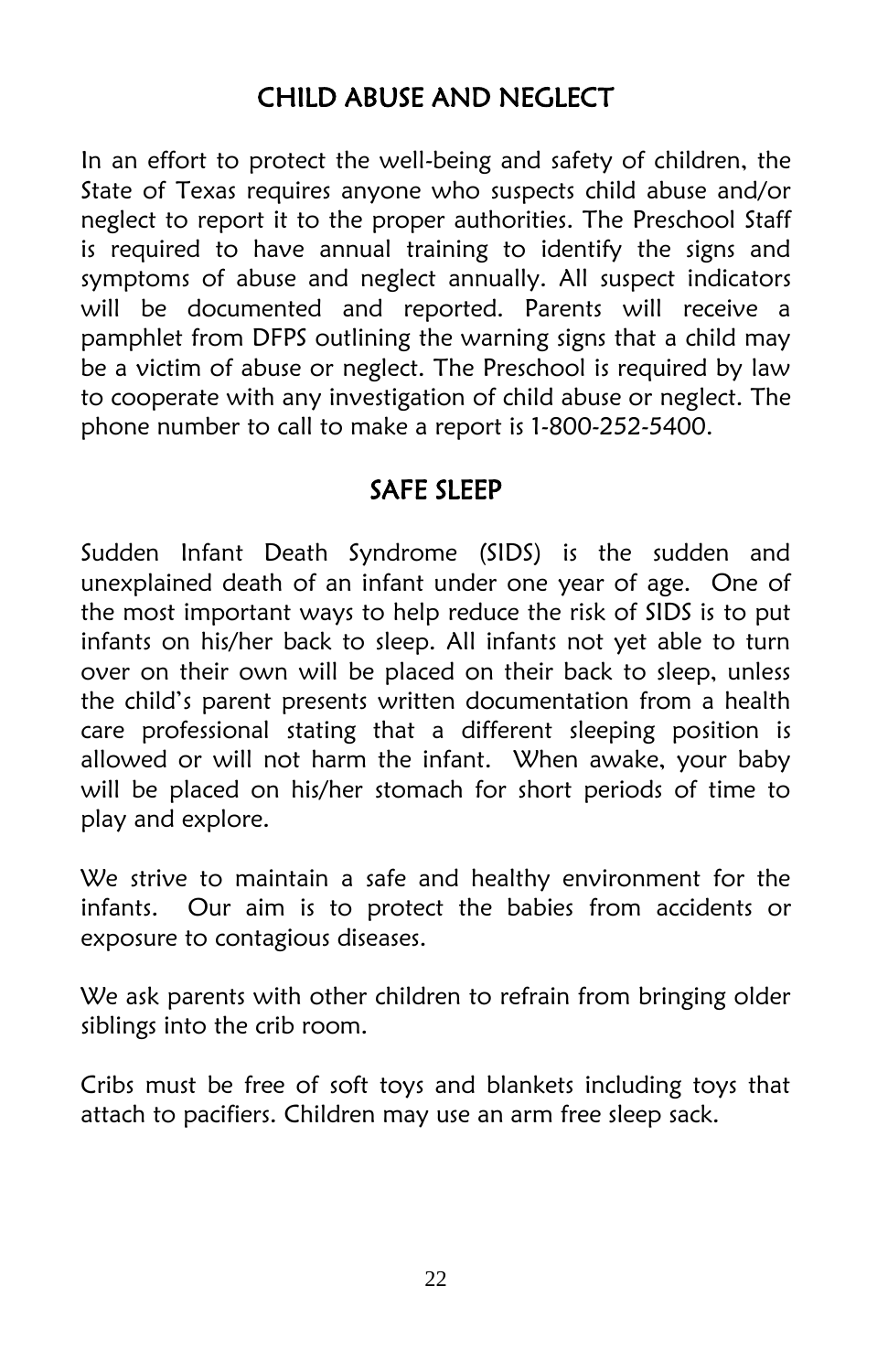## CHILD ABUSE AND NEGLECT

In an effort to protect the well-being and safety of children, the State of Texas requires anyone who suspects child abuse and/or neglect to report it to the proper authorities. The Preschool Staff is required to have annual training to identify the signs and symptoms of abuse and neglect annually. All suspect indicators will be documented and reported. Parents will receive a pamphlet from DFPS outlining the warning signs that a child may be a victim of abuse or neglect. The Preschool is required by law to cooperate with any investigation of child abuse or neglect. The phone number to call to make a report is 1-800-252-5400.

## SAFE SLEEP

Sudden Infant Death Syndrome (SIDS) is the sudden and unexplained death of an infant under one year of age. One of the most important ways to help reduce the risk of SIDS is to put infants on his/her back to sleep. All infants not yet able to turn over on their own will be placed on their back to sleep, unless the child's parent presents written documentation from a health care professional stating that a different sleeping position is allowed or will not harm the infant. When awake, your baby will be placed on his/her stomach for short periods of time to play and explore.

We strive to maintain a safe and healthy environment for the infants. Our aim is to protect the babies from accidents or exposure to contagious diseases.

We ask parents with other children to refrain from bringing older siblings into the crib room.

Cribs must be free of soft toys and blankets including toys that attach to pacifiers. Children may use an arm free sleep sack.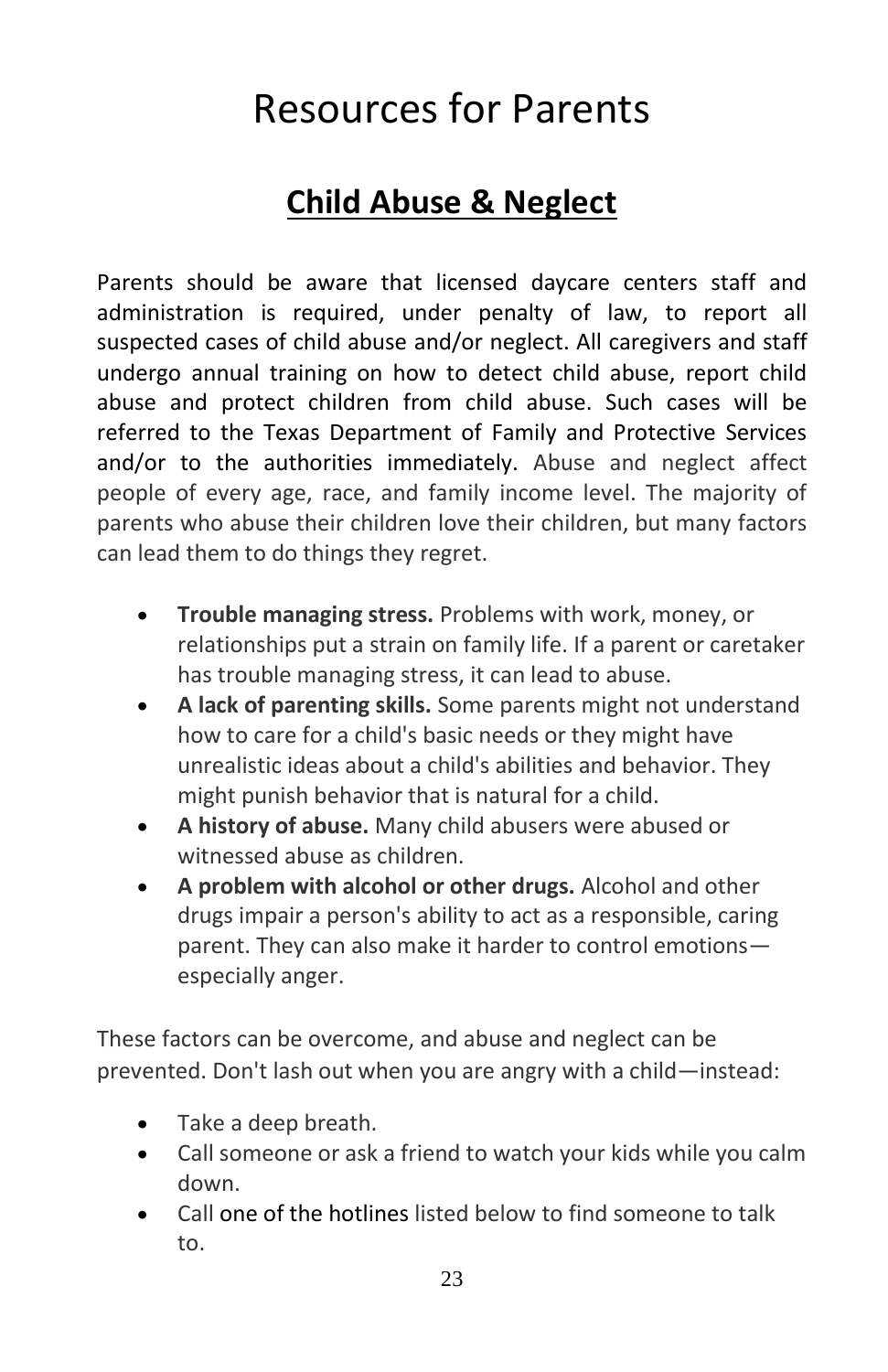# Resources for Parents

## Child Abuse & Neglect

Parents should be aware that licensed daycare centers staff and administration is required, under penalty of law, to report all suspected cases of child abuse and/or neglect. All caregivers and staff undergo annual training on how to detect child abuse, report child abuse and protect children from child abuse. Such cases will be referred to the Texas Department of Family and Protective Services and/or to the authorities immediately. Abuse and neglect affect people of every age, race, and family income level. The majority of parents who abuse their children love their children, but many factors can lead them to do things they regret.

- **Trouble managing stress.** Problems with work, money, or relationships put a strain on family life. If a parent or caretaker has trouble managing stress, it can lead to abuse.
- **A lack of parenting skills.** Some parents might not understand how to care for a child's basic needs or they might have unrealistic ideas about a child's abilities and behavior. They might punish behavior that is natural for a child.
- **A history of abuse.** Many child abusers were abused or witnessed abuse as children.
- **A problem with alcohol or other drugs.** Alcohol and other drugs impair a person's ability to act as a responsible, caring parent. They can also make it harder to control emotions—especially anger.

These factors can be overcome, and abuse and neglect can be prevented. Don't lash out when you are angry with a child—instead:

- Take a deep breath.
- Call someone or ask a friend to watch your kids while you calm down.
- Call one of the hotlines listed below to find someone to talk to.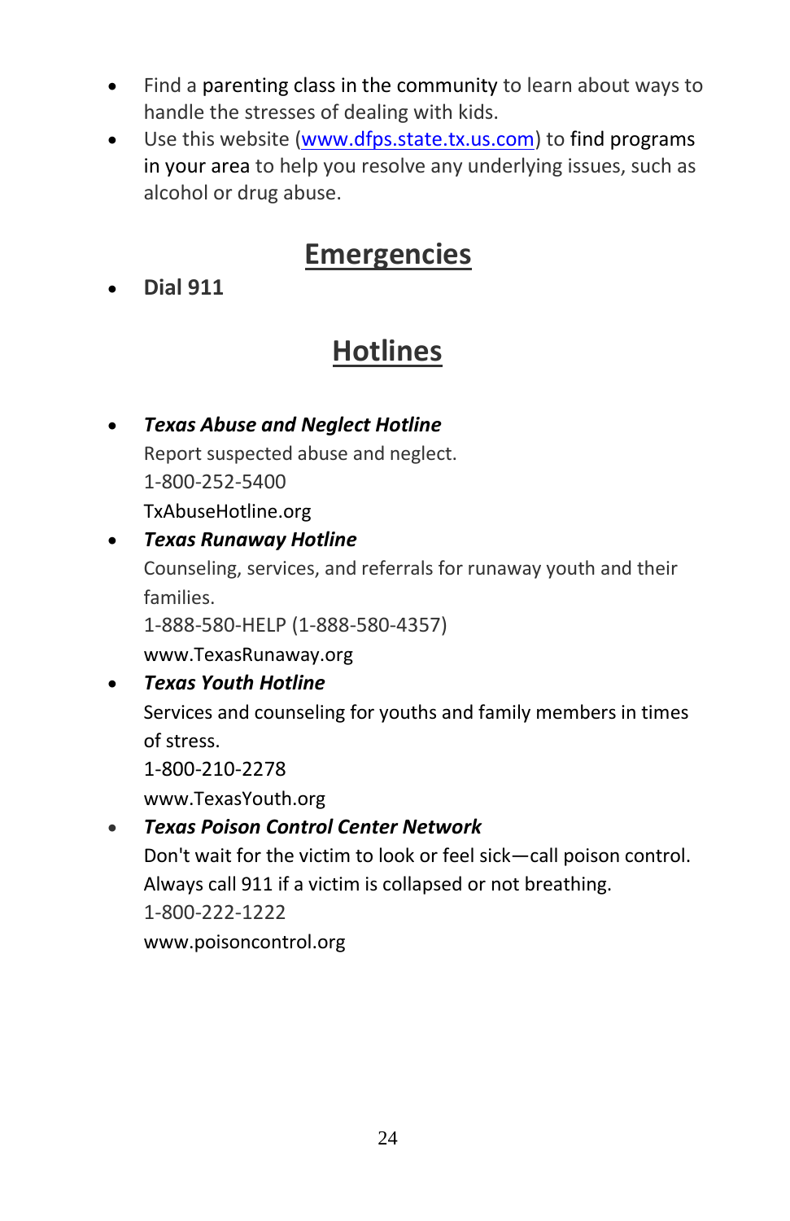- Find a parenting class in the community to learn about ways to handle the stresses of dealing with kids.
- Use this website (www.dfps.state.tx.us.com) to find programs in your area to help you resolve any underlying issues, such as alcohol or drug abuse.

## Emergencies

- **Dial 911**

## Hotlines

- ***Texas Abuse and Neglect Hotline***
  Report suspected abuse and neglect.
  1-800-252-5400
  TxAbuseHotline.org
- ***Texas Runaway Hotline***
  Counseling, services, and referrals for runaway youth and their families.
  1-888-580-HELP (1-888-580-4357)
  www.TexasRunaway.org
- ***Texas Youth Hotline***
  Services and counseling for youths and family members in times of stress.
  1-800-210-2278
  www.TexasYouth.org
- ***Texas Poison Control Center Network***
  Don't wait for the victim to look or feel sick—call poison control. Always call 911 if a victim is collapsed or not breathing.
  1-800-222-1222
  www.poisoncontrol.org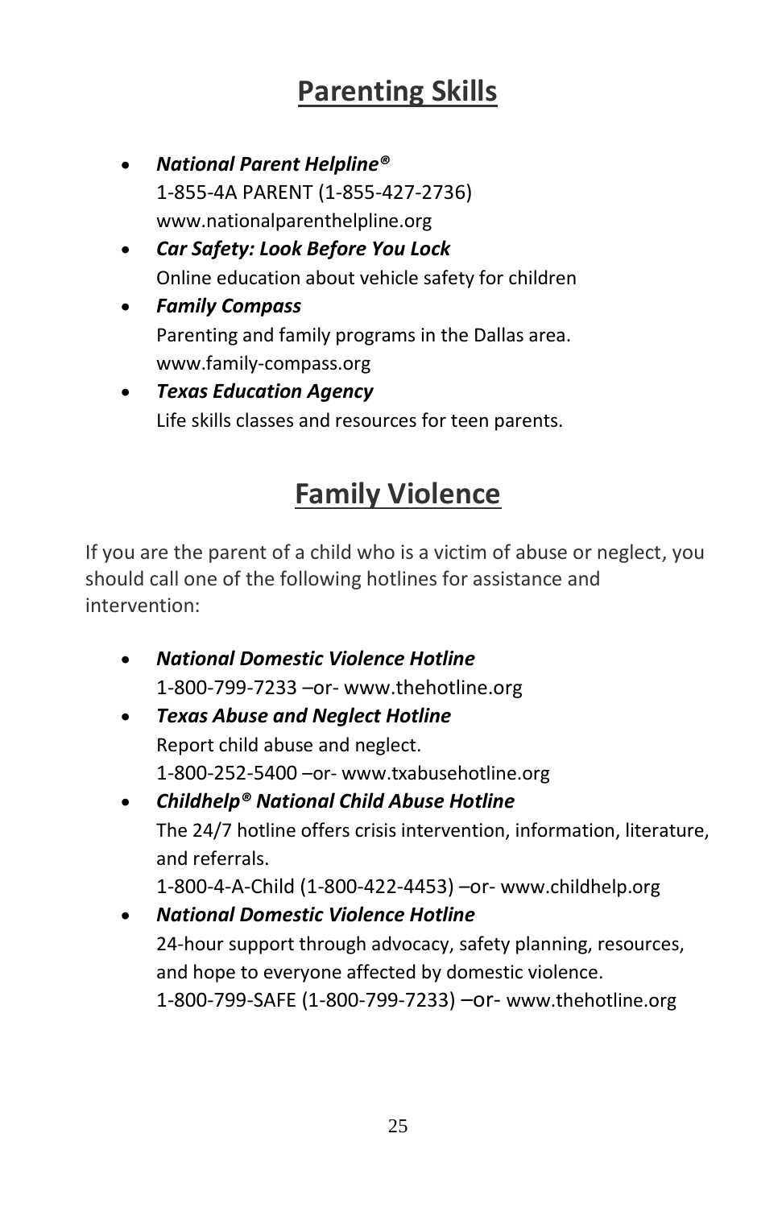# Parenting Skills

- ***National Parent Helpline®***
  1-855-4A PARENT (1-855-427-2736)
  www.nationalparenthelpline.org
- ***Car Safety: Look Before You Lock***
  Online education about vehicle safety for children
- ***Family Compass***
  Parenting and family programs in the Dallas area.
  www.family-compass.org
- ***Texas Education Agency***
  Life skills classes and resources for teen parents.

# Family Violence

If you are the parent of a child who is a victim of abuse or neglect, you should call one of the following hotlines for assistance and intervention:

- ***National Domestic Violence Hotline***
  1-800-799-7233 –or- www.thehotline.org
- ***Texas Abuse and Neglect Hotline***
  Report child abuse and neglect.
  1-800-252-5400 –or- www.txabusehotline.org
- ***Childhelp® National Child Abuse Hotline***
  The 24/7 hotline offers crisis intervention, information, literature, and referrals.
  1-800-4-A-Child (1-800-422-4453) –or- www.childhelp.org
- ***National Domestic Violence Hotline***
  24-hour support through advocacy, safety planning, resources, and hope to everyone affected by domestic violence.
  1-800-799-SAFE (1-800-799-7233) –or- www.thehotline.org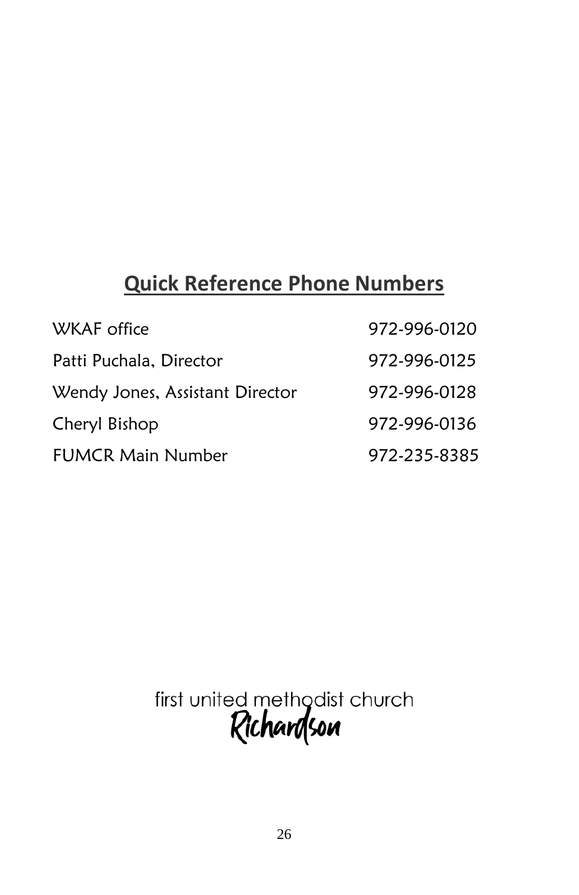## Quick Reference Phone Numbers

| | |
|---|---|
| WKAF office | 972-996-0120 |
| Patti Puchala, Director | 972-996-0125 |
| Wendy Jones, Assistant Director | 972-996-0128 |
| Cheryl Bishop | 972-996-0136 |
| FUMCR Main Number | 972-235-8385 |

first united methodist church
Richardson